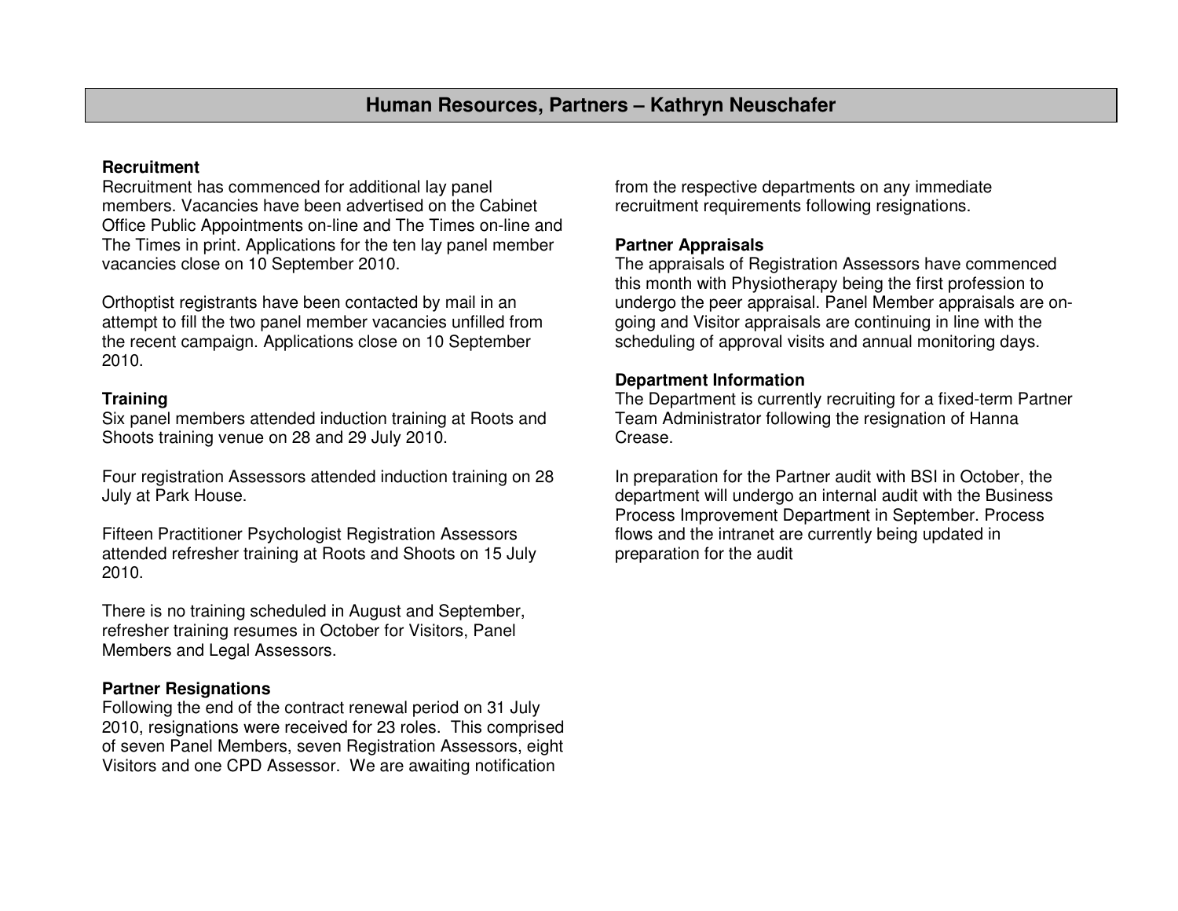# Human Resources, Partners – Kathryn Neuschafer

**Recruitment**

Recruitment has commenced for additional lay panel members. Vacancies have been advertised on the Cabinet Office Public Appointments on-line and The Times on-line and The Times in print. Applications for the ten lay panel member vacancies close on 10 September 2010.

Orthoptist registrants have been contacted by mail in an attempt to fill the two panel member vacancies unfilled from the recent campaign. Applications close on 10 September 2010.

**Training**

Six panel members attended induction training at Roots and Shoots training venue on 28 and 29 July 2010.

Four registration Assessors attended induction training on 28 July at Park House.

Fifteen Practitioner Psychologist Registration Assessors attended refresher training at Roots and Shoots on 15 July 2010.

There is no training scheduled in August and September, refresher training resumes in October for Visitors, Panel Members and Legal Assessors.

**Partner Resignations**

Following the end of the contract renewal period on 31 July 2010, resignations were received for 23 roles. This comprised of seven Panel Members, seven Registration Assessors, eight Visitors and one CPD Assessor. We are awaiting notification from the respective departments on any immediate recruitment requirements following resignations.

**Partner Appraisals**

The appraisals of Registration Assessors have commenced this month with Physiotherapy being the first profession to undergo the peer appraisal. Panel Member appraisals are on-going and Visitor appraisals are continuing in line with the scheduling of approval visits and annual monitoring days.

**Department Information**

The Department is currently recruiting for a fixed-term Partner Team Administrator following the resignation of Hanna Crease.

In preparation for the Partner audit with BSI in October, the department will undergo an internal audit with the Business Process Improvement Department in September. Process flows and the intranet are currently being updated in preparation for the audit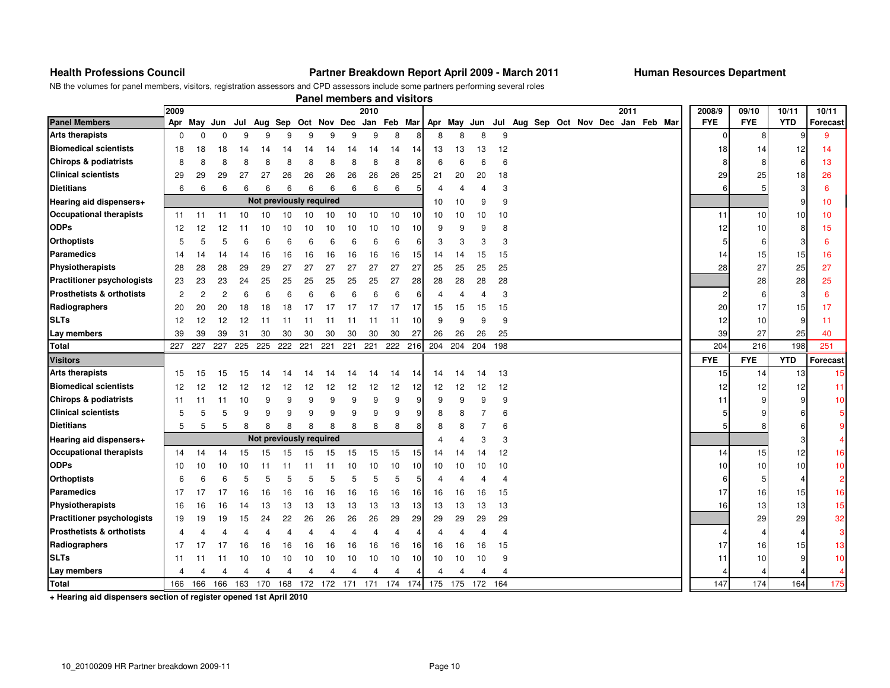**Health Professions Council** **Partner Breakdown Report April 2009 - March 2011** **Human Resources Department**

NB the volumes for panel members, visitors, registration assessors and CPD assessors include some partners performing several roles

## Panel members and visitors

| | 2009 | | | | | | | | | 2010 | | | | | | | | | | | | | 2011 | | | 2008/9 | 09/10 | 10/11 | 10/11 |
|---|---|---|---|---|---|---|---|---|---|---|---|---|---|---|---|---|---|---|---|---|---|---|---|---|---|---|---|---|---|
| **Panel Members** | Apr | May | Jun | Jul | Aug | Sep | Oct | Nov | Dec | Jan | Feb | Mar | Apr | May | Jun | Jul | Aug | Sep | Oct | Nov | Dec | Jan | Feb | Mar | **FYE** | **FYE** | **YTD** | **Forecast** |
| **Arts therapists** | 0 | 0 | 0 | 9 | 9 | 9 | 9 | 9 | 9 | 9 | 8 | 8 | 8 | 8 | 8 | 9 | | | | | | | | | 0 | 8 | 9 | 9 |
| **Biomedical scientists** | 18 | 18 | 18 | 14 | 14 | 14 | 14 | 14 | 14 | 14 | 14 | 14 | 13 | 13 | 13 | 12 | | | | | | | | | 18 | 14 | 12 | 14 |
| **Chirops & podiatrists** | 8 | 8 | 8 | 8 | 8 | 8 | 8 | 8 | 8 | 8 | 8 | 8 | 6 | 6 | 6 | 6 | | | | | | | | | 8 | 8 | 6 | 13 |
| **Clinical scientists** | 29 | 29 | 29 | 27 | 27 | 26 | 26 | 26 | 26 | 26 | 26 | 25 | 21 | 20 | 20 | 18 | | | | | | | | | 29 | 25 | 18 | 26 |
| **Dietitians** | 6 | 6 | 6 | 6 | 6 | 6 | 6 | 6 | 6 | 6 | 6 | 5 | 4 | 4 | 4 | 3 | | | | | | | | | 6 | 5 | 3 | 6 |
| **Hearing aid dispensers+** | Not previously required | | | | | | | | | | | | 10 | 10 | 9 | 9 | | | | | | | | | | | 9 | 10 |
| **Occupational therapists** | 11 | 11 | 11 | 10 | 10 | 10 | 10 | 10 | 10 | 10 | 10 | 10 | 10 | 10 | 10 | 10 | | | | | | | | | 11 | 10 | 10 | 10 |
| **ODPs** | 12 | 12 | 12 | 11 | 10 | 10 | 10 | 10 | 10 | 10 | 10 | 10 | 9 | 9 | 9 | 8 | | | | | | | | | 12 | 10 | 8 | 15 |
| **Orthoptists** | 5 | 5 | 5 | 6 | 6 | 6 | 6 | 6 | 6 | 6 | 6 | 6 | 3 | 3 | 3 | 3 | | | | | | | | | 5 | 6 | 3 | 6 |
| **Paramedics** | 14 | 14 | 14 | 14 | 16 | 16 | 16 | 16 | 16 | 16 | 16 | 15 | 14 | 14 | 15 | 15 | | | | | | | | | 14 | 15 | 15 | 16 |
| **Physiotherapists** | 28 | 28 | 28 | 29 | 29 | 27 | 27 | 27 | 27 | 27 | 27 | 27 | 25 | 25 | 25 | 25 | | | | | | | | | 28 | 27 | 25 | 27 |
| **Practitioner psychologists** | 23 | 23 | 23 | 24 | 25 | 25 | 25 | 25 | 25 | 25 | 27 | 28 | 28 | 28 | 28 | 28 | | | | | | | | | | 28 | 28 | 25 |
| **Prosthetists & orthotists** | 2 | 2 | 2 | 6 | 6 | 6 | 6 | 6 | 6 | 6 | 6 | 6 | 4 | 4 | 4 | 3 | | | | | | | | | 2 | 6 | 3 | 6 |
| **Radiographers** | 20 | 20 | 20 | 18 | 18 | 18 | 17 | 17 | 17 | 17 | 17 | 17 | 15 | 15 | 15 | 15 | | | | | | | | | 20 | 17 | 15 | 17 |
| **SLTs** | 12 | 12 | 12 | 12 | 11 | 11 | 11 | 11 | 11 | 11 | 11 | 10 | 9 | 9 | 9 | 9 | | | | | | | | | 12 | 10 | 9 | 11 |
| **Lay members** | 39 | 39 | 39 | 31 | 30 | 30 | 30 | 30 | 30 | 30 | 30 | 27 | 26 | 26 | 26 | 25 | | | | | | | | | 39 | 27 | 25 | 40 |
| **Total** | 227 | 227 | 227 | 225 | 225 | 222 | 221 | 221 | 221 | 221 | 222 | 216 | 204 | 204 | 204 | 198 | | | | | | | | | 204 | 216 | 198 | 251 |
| **Visitors** | | | | | | | | | | | | | | | | | | | | | | | | | **FYE** | **FYE** | **YTD** | **Forecast** |
| **Arts therapists** | 15 | 15 | 15 | 15 | 14 | 14 | 14 | 14 | 14 | 14 | 14 | 14 | 14 | 14 | 14 | 13 | | | | | | | | | 15 | 14 | 13 | 15 |
| **Biomedical scientists** | 12 | 12 | 12 | 12 | 12 | 12 | 12 | 12 | 12 | 12 | 12 | 12 | 12 | 12 | 12 | 12 | | | | | | | | | 12 | 12 | 12 | 11 |
| **Chirops & podiatrists** | 11 | 11 | 11 | 10 | 9 | 9 | 9 | 9 | 9 | 9 | 9 | 9 | 9 | 9 | 9 | 9 | | | | | | | | | 11 | 9 | 9 | 10 |
| **Clinical scientists** | 5 | 5 | 5 | 9 | 9 | 9 | 9 | 9 | 9 | 9 | 9 | 9 | 8 | 8 | 7 | 6 | | | | | | | | | 5 | 9 | 6 | 5 |
| **Dietitians** | 5 | 5 | 5 | 8 | 8 | 8 | 8 | 8 | 8 | 8 | 8 | 8 | 8 | 8 | 7 | 6 | | | | | | | | | 5 | 8 | 6 | 9 |
| **Hearing aid dispensers+** | Not previously required | | | | | | | | | | | | 4 | 4 | 3 | 3 | | | | | | | | | | | 3 | 4 |
| **Occupational therapists** | 14 | 14 | 14 | 15 | 15 | 15 | 15 | 15 | 15 | 15 | 15 | 15 | 14 | 14 | 14 | 12 | | | | | | | | | 14 | 15 | 12 | 16 |
| **ODPs** | 10 | 10 | 10 | 10 | 11 | 11 | 11 | 11 | 10 | 10 | 10 | 10 | 10 | 10 | 10 | 10 | | | | | | | | | 10 | 10 | 10 | 10 |
| **Orthoptists** | 6 | 6 | 6 | 5 | 5 | 5 | 5 | 5 | 5 | 5 | 5 | 5 | 4 | 4 | 4 | 4 | | | | | | | | | 6 | 5 | 4 | 2 |
| **Paramedics** | 17 | 17 | 17 | 16 | 16 | 16 | 16 | 16 | 16 | 16 | 16 | 16 | 16 | 16 | 16 | 15 | | | | | | | | | 17 | 16 | 15 | 16 |
| **Physiotherapists** | 16 | 16 | 16 | 14 | 13 | 13 | 13 | 13 | 13 | 13 | 13 | 13 | 13 | 13 | 13 | 13 | | | | | | | | | 16 | 13 | 13 | 15 |
| **Practitioner psychologists** | 19 | 19 | 19 | 15 | 24 | 22 | 26 | 26 | 26 | 26 | 29 | 29 | 29 | 29 | 29 | 29 | | | | | | | | | | 29 | 29 | 32 |
| **Prosthetists & orthotists** | 4 | 4 | 4 | 4 | 4 | 4 | 4 | 4 | 4 | 4 | 4 | 4 | 4 | 4 | 4 | 4 | | | | | | | | | 4 | 4 | 4 | 3 |
| **Radiographers** | 17 | 17 | 17 | 16 | 16 | 16 | 16 | 16 | 16 | 16 | 16 | 16 | 16 | 16 | 16 | 15 | | | | | | | | | 17 | 16 | 15 | 13 |
| **SLTs** | 11 | 11 | 11 | 10 | 10 | 10 | 10 | 10 | 10 | 10 | 10 | 10 | 10 | 10 | 10 | 9 | | | | | | | | | 11 | 10 | 9 | 10 |
| **Lay members** | 4 | 4 | 4 | 4 | 4 | 4 | 4 | 4 | 4 | 4 | 4 | 4 | 4 | 4 | 4 | 4 | | | | | | | | | 4 | 4 | 4 | 4 |
| **Total** | 166 | 166 | 166 | 163 | 170 | 168 | 172 | 172 | 171 | 171 | 174 | 174 | 175 | 175 | 172 | 164 | | | | | | | | | 147 | 174 | 164 | 175 |

**+ Hearing aid dispensers section of register opened 1st April 2010**

10_20100209 HR Partner breakdown 2009-11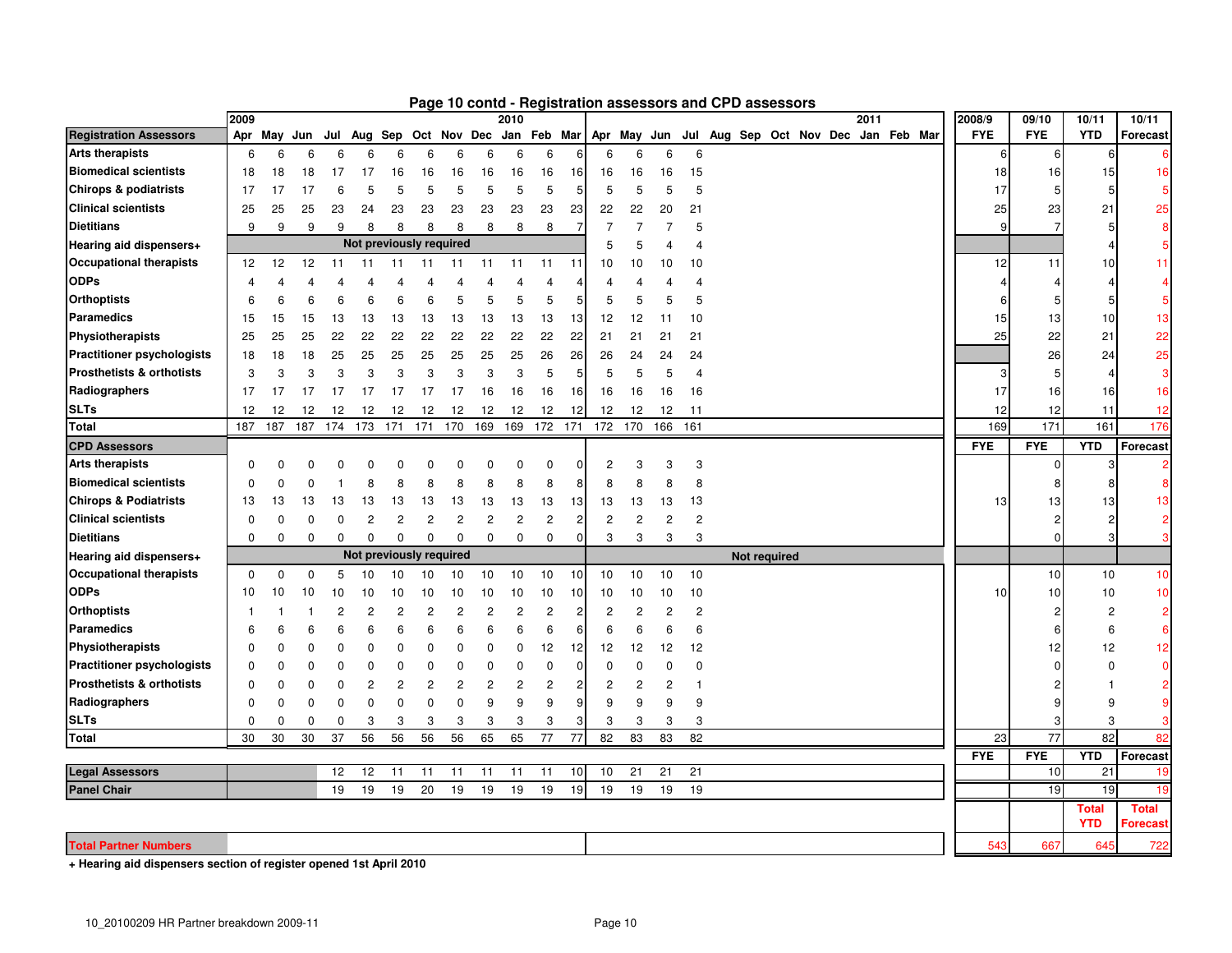## Page 10 contd - Registration assessors and CPD assessors

| | 2009 | | | | | | | | | 2010 | | | | | | | | | | | | | 2011 | | | 2008/9 | 09/10 | 10/11 | 10/11 |
|---|---|---|---|---|---|---|---|---|---|---|---|---|---|---|---|---|---|---|---|---|---|---|---|---|---|---|---|---|---|
| **Registration Assessors** | Apr | May | Jun | Jul | Aug | Sep | Oct | Nov | Dec | Jan | Feb | Mar | Apr | May | Jun | Jul | Aug | Sep | Oct | Nov | Dec | Jan | Feb | Mar | | FYE | FYE | YTD | Forecast |
| **Arts therapists** | 6 | 6 | 6 | 6 | 6 | 6 | 6 | 6 | 6 | 6 | 6 | 6 | 6 | 6 | 6 | 6 | | | | | | | | | | 6 | 6 | 6 | 6 |
| **Biomedical scientists** | 18 | 18 | 18 | 17 | 17 | 16 | 16 | 16 | 16 | 16 | 16 | 16 | 16 | 16 | 16 | 15 | | | | | | | | | | 18 | 16 | 15 | 16 |
| **Chirops & podiatrists** | 17 | 17 | 17 | 6 | 5 | 5 | 5 | 5 | 5 | 5 | 5 | 5 | 5 | 5 | 5 | 5 | | | | | | | | | | 17 | 5 | 5 | 5 |
| **Clinical scientists** | 25 | 25 | 25 | 23 | 24 | 23 | 23 | 23 | 23 | 23 | 23 | 23 | 22 | 22 | 20 | 21 | | | | | | | | | | 25 | 23 | 21 | 25 |
| **Dietitians** | 9 | 9 | 9 | 9 | 8 | 8 | 8 | 8 | 8 | 8 | 8 | 7 | 7 | 7 | 7 | 5 | | | | | | | | | | 9 | 7 | 5 | 8 |
| **Hearing aid dispensers+** | Not previously required | | | | | | | | | | | | 5 | 5 | 4 | 4 | | | | | | | | | | | | 4 | 5 |
| **Occupational therapists** | 12 | 12 | 12 | 11 | 11 | 11 | 11 | 11 | 11 | 11 | 11 | 11 | 10 | 10 | 10 | 10 | | | | | | | | | | 12 | 11 | 10 | 11 |
| **ODPs** | 4 | 4 | 4 | 4 | 4 | 4 | 4 | 4 | 4 | 4 | 4 | 4 | 4 | 4 | 4 | 4 | | | | | | | | | | 4 | 4 | 4 | 4 |
| **Orthoptists** | 6 | 6 | 6 | 6 | 6 | 6 | 6 | 5 | 5 | 5 | 5 | 5 | 5 | 5 | 5 | 5 | | | | | | | | | | 6 | 5 | 5 | 5 |
| **Paramedics** | 15 | 15 | 15 | 13 | 13 | 13 | 13 | 13 | 13 | 13 | 13 | 13 | 12 | 12 | 11 | 10 | | | | | | | | | | 15 | 13 | 10 | 13 |
| **Physiotherapists** | 25 | 25 | 25 | 22 | 22 | 22 | 22 | 22 | 22 | 22 | 22 | 22 | 21 | 21 | 21 | 21 | | | | | | | | | | 25 | 22 | 21 | 22 |
| **Practitioner psychologists** | 18 | 18 | 18 | 25 | 25 | 25 | 25 | 25 | 25 | 25 | 26 | 26 | 26 | 24 | 24 | 24 | | | | | | | | | | | 26 | 24 | 25 |
| **Prosthetists & orthotists** | 3 | 3 | 3 | 3 | 3 | 3 | 3 | 3 | 3 | 3 | 5 | 5 | 5 | 5 | 5 | 4 | | | | | | | | | | 3 | 5 | 4 | 3 |
| **Radiographers** | 17 | 17 | 17 | 17 | 17 | 17 | 17 | 17 | 16 | 16 | 16 | 16 | 16 | 16 | 16 | 16 | | | | | | | | | | 17 | 16 | 16 | 16 |
| **SLTs** | 12 | 12 | 12 | 12 | 12 | 12 | 12 | 12 | 12 | 12 | 12 | 12 | 12 | 12 | 12 | 11 | | | | | | | | | | 12 | 12 | 11 | 12 |
| **Total** | 187 | 187 | 187 | 174 | 173 | 171 | 171 | 170 | 169 | 169 | 172 | 171 | 172 | 170 | 166 | 161 | | | | | | | | | | 169 | 171 | 161 | 176 |
| **CPD Assessors** | | | | | | | | | | | | | | | | | | | | | | | | | | FYE | FYE | YTD | Forecast |
| **Arts therapists** | 0 | 0 | 0 | 0 | 0 | 0 | 0 | 0 | 0 | 0 | 0 | 0 | 2 | 3 | 3 | 3 | | | | | | | | | | | 0 | 3 | 2 |
| **Biomedical scientists** | 0 | 0 | 0 | 1 | 8 | 8 | 8 | 8 | 8 | 8 | 8 | 8 | 8 | 8 | 8 | 8 | | | | | | | | | | | 8 | 8 | 8 |
| **Chirops & Podiatrists** | 13 | 13 | 13 | 13 | 13 | 13 | 13 | 13 | 13 | 13 | 13 | 13 | 13 | 13 | 13 | 13 | | | | | | | | | | 13 | 13 | 13 | 13 |
| **Clinical scientists** | 0 | 0 | 0 | 0 | 2 | 2 | 2 | 2 | 2 | 2 | 2 | 2 | 2 | 2 | 2 | 2 | | | | | | | | | | | 2 | 2 | 2 |
| **Dietitians** | 0 | 0 | 0 | 0 | 0 | 0 | 0 | 0 | 0 | 0 | 0 | 0 | 3 | 3 | 3 | 3 | | | | | | | | | | | 0 | 3 | 3 |
| **Hearing aid dispensers+** | Not previously required | | | | | | | | | | | | Not required | | | | | | | | | | | | | | | | |
| **Occupational therapists** | 0 | 0 | 0 | 5 | 10 | 10 | 10 | 10 | 10 | 10 | 10 | 10 | 10 | 10 | 10 | 10 | | | | | | | | | | | 10 | 10 | 10 |
| **ODPs** | 10 | 10 | 10 | 10 | 10 | 10 | 10 | 10 | 10 | 10 | 10 | 10 | 10 | 10 | 10 | 10 | | | | | | | | | | 10 | 10 | 10 | 10 |
| **Orthoptists** | 1 | 1 | 1 | 2 | 2 | 2 | 2 | 2 | 2 | 2 | 2 | 2 | 2 | 2 | 2 | 2 | | | | | | | | | | | 2 | 2 | 2 |
| **Paramedics** | 6 | 6 | 6 | 6 | 6 | 6 | 6 | 6 | 6 | 6 | 6 | 6 | 6 | 6 | 6 | 6 | | | | | | | | | | | 6 | 6 | 6 |
| **Physiotherapists** | 0 | 0 | 0 | 0 | 0 | 0 | 0 | 0 | 0 | 0 | 12 | 12 | 12 | 12 | 12 | 12 | | | | | | | | | | | 12 | 12 | 12 |
| **Practitioner psychologists** | 0 | 0 | 0 | 0 | 0 | 0 | 0 | 0 | 0 | 0 | 0 | 0 | 0 | 0 | 0 | 0 | | | | | | | | | | | 0 | 0 | 0 |
| **Prosthetists & orthotists** | 0 | 0 | 0 | 0 | 2 | 2 | 2 | 2 | 2 | 2 | 2 | 2 | 2 | 2 | 2 | 1 | | | | | | | | | | | 2 | 1 | 2 |
| **Radiographers** | 0 | 0 | 0 | 0 | 0 | 0 | 0 | 0 | 9 | 9 | 9 | 9 | 9 | 9 | 9 | 9 | | | | | | | | | | | 9 | 9 | 9 |
| **SLTs** | 0 | 0 | 0 | 0 | 3 | 3 | 3 | 3 | 3 | 3 | 3 | 3 | 3 | 3 | 3 | 3 | | | | | | | | | | | 3 | 3 | 3 |
| **Total** | 30 | 30 | 30 | 37 | 56 | 56 | 56 | 56 | 65 | 65 | 77 | 77 | 82 | 83 | 83 | 82 | | | | | | | | | | 23 | 77 | 82 | 82 |
| | | | | | | | | | | | | | | | | | | | | | | | | | | FYE | FYE | YTD | Forecast |
| **Legal Assessors** | | | | 12 | 12 | 11 | 11 | 11 | 11 | 11 | 11 | 10 | 10 | 21 | 21 | 21 | | | | | | | | | | | 10 | 21 | 19 |
| **Panel Chair** | | | | 19 | 19 | 19 | 20 | 19 | 19 | 19 | 19 | 19 | 19 | 19 | 19 | 19 | | | | | | | | | | | 19 | 19 | 19 |
| | | | | | | | | | | | | | | | | | | | | | | | | | | | | Total YTD | Total Forecast |
| **Total Partner Numbers** | | | | | | | | | | | | | | | | | | | | | | | | | | 543 | 667 | 645 | 722 |

**+ Hearing aid dispensers section of register opened 1st April 2010**

10_20100209 HR Partner breakdown 2009-11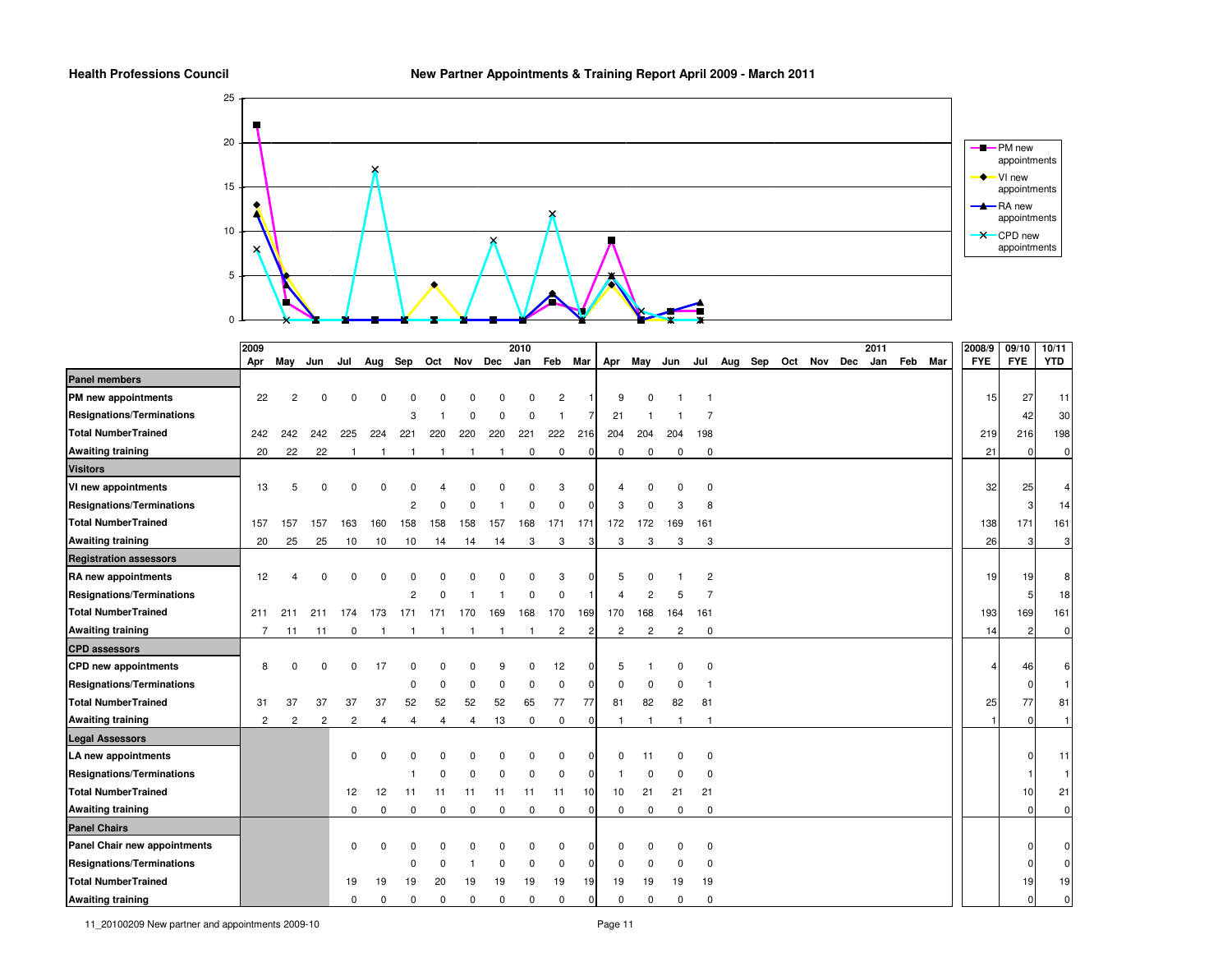**Health Professions Council**

**New Partner Appointments & Training Report April 2009 - March 2011**

25
20
15
10
5
0

PM new appointments
VI new appointments
RA new appointments
CPD new appointments

| | 2009 Apr | May | Jun | Jul | Aug | Sep | Oct | Nov | Dec | 2010 Jan | Feb | Mar | Apr | May | Jun | Jul | Aug | Sep | Oct | Nov | Dec | 2011 Jan | Feb | Mar | 2008/9 FYE | 09/10 FYE | 10/11 YTD |
|---|---|---|---|---|---|---|---|---|---|---|---|---|---|---|---|---|---|---|---|---|---|---|---|---|---|---|---|
| **Panel members** | | | | | | | | | | | | | | | | | | | | | | | | | | | |
| **PM new appointments** | 22 | 2 | 0 | 0 | 0 | 0 | 0 | 0 | 0 | 0 | 2 | 1 | 9 | 0 | 1 | 1 | | | | | | | | | 15 | 27 | 11 |
| **Resignations/Terminations** | | | | | | 3 | 1 | 0 | 0 | 0 | 1 | 7 | 21 | 1 | 1 | 7 | | | | | | | | | | 42 | 30 |
| **Total NumberTrained** | 242 | 242 | 242 | 225 | 224 | 221 | 220 | 220 | 220 | 221 | 222 | 216 | 204 | 204 | 204 | 198 | | | | | | | | | 219 | 216 | 198 |
| **Awaiting training** | 20 | 22 | 22 | 1 | 1 | 1 | 1 | 1 | 1 | 0 | 0 | 0 | 0 | 0 | 0 | 0 | | | | | | | | | 21 | 0 | 0 |
| **Visitors** | | | | | | | | | | | | | | | | | | | | | | | | | | | |
| **VI new appointments** | 13 | 5 | 0 | 0 | 0 | 0 | 4 | 0 | 0 | 0 | 3 | 0 | 4 | 0 | 0 | 0 | | | | | | | | | 32 | 25 | 4 |
| **Resignations/Terminations** | | | | | | 2 | 0 | 0 | 1 | 0 | 0 | 0 | 3 | 0 | 3 | 8 | | | | | | | | | | 3 | 14 |
| **Total NumberTrained** | 157 | 157 | 157 | 163 | 160 | 158 | 158 | 158 | 157 | 168 | 171 | 171 | 172 | 172 | 169 | 161 | | | | | | | | | 138 | 171 | 161 |
| **Awaiting training** | 20 | 25 | 25 | 10 | 10 | 10 | 14 | 14 | 14 | 3 | 3 | 3 | 3 | 3 | 3 | 3 | | | | | | | | | 26 | 3 | 3 |
| **Registration assessors** | | | | | | | | | | | | | | | | | | | | | | | | | | | |
| **RA new appointments** | 12 | 4 | 0 | 0 | 0 | 0 | 0 | 0 | 0 | 0 | 3 | 0 | 5 | 0 | 1 | 2 | | | | | | | | | 19 | 19 | 8 |
| **Resignations/Terminations** | | | | | | 2 | 0 | 1 | 1 | 0 | 0 | 1 | 4 | 2 | 5 | 7 | | | | | | | | | | 5 | 18 |
| **Total NumberTrained** | 211 | 211 | 211 | 174 | 173 | 171 | 171 | 170 | 169 | 168 | 170 | 169 | 170 | 168 | 164 | 161 | | | | | | | | | 193 | 169 | 161 |
| **Awaiting training** | 7 | 11 | 11 | 0 | 1 | 1 | 1 | 1 | 1 | 1 | 2 | 2 | 2 | 2 | 2 | 0 | | | | | | | | | 14 | 2 | 0 |
| **CPD assessors** | | | | | | | | | | | | | | | | | | | | | | | | | | | |
| **CPD new appointments** | 8 | 0 | 0 | 0 | 17 | 0 | 0 | 0 | 9 | 0 | 12 | 0 | 5 | 1 | 0 | 0 | | | | | | | | | 4 | 46 | 6 |
| **Resignations/Terminations** | | | | | | 0 | 0 | 0 | 0 | 0 | 0 | 0 | 0 | 0 | 0 | 1 | | | | | | | | | | 0 | 1 |
| **Total NumberTrained** | 31 | 37 | 37 | 37 | 37 | 52 | 52 | 52 | 52 | 65 | 77 | 77 | 81 | 82 | 82 | 81 | | | | | | | | | 25 | 77 | 81 |
| **Awaiting training** | 2 | 2 | 2 | 2 | 4 | 4 | 4 | 4 | 13 | 0 | 0 | 0 | 1 | 1 | 1 | 1 | | | | | | | | | 1 | 0 | 1 |
| **Legal Assessors** | | | | | | | | | | | | | | | | | | | | | | | | | | | |
| **LA new appointments** | | | | 0 | 0 | 0 | 0 | 0 | 0 | 0 | 0 | 0 | 0 | 11 | 0 | 0 | | | | | | | | | | 0 | 11 |
| **Resignations/Terminations** | | | | | | 1 | 0 | 0 | 0 | 0 | 0 | 0 | 1 | 0 | 0 | 0 | | | | | | | | | | 1 | 1 |
| **Total NumberTrained** | | | | 12 | 12 | 11 | 11 | 11 | 11 | 11 | 11 | 10 | 10 | 21 | 21 | 21 | | | | | | | | | | 10 | 21 |
| **Awaiting training** | | | | 0 | 0 | 0 | 0 | 0 | 0 | 0 | 0 | 0 | 0 | 0 | 0 | 0 | | | | | | | | | | 0 | 0 |
| **Panel Chairs** | | | | | | | | | | | | | | | | | | | | | | | | | | | |
| **Panel Chair new appointments** | | | | 0 | 0 | 0 | 0 | 0 | 0 | 0 | 0 | 0 | 0 | 0 | 0 | 0 | | | | | | | | | | 0 | 0 |
| **Resignations/Terminations** | | | | | | 0 | 0 | 1 | 0 | 0 | 0 | 0 | 0 | 0 | 0 | 0 | | | | | | | | | | 0 | 0 |
| **Total NumberTrained** | | | | 19 | 19 | 19 | 20 | 19 | 19 | 19 | 19 | 19 | 19 | 19 | 19 | 19 | | | | | | | | | | 19 | 19 |
| **Awaiting training** | | | | 0 | 0 | 0 | 0 | 0 | 0 | 0 | 0 | 0 | 0 | 0 | 0 | 0 | | | | | | | | | | 0 | 0 |

11_20100209 New partner and appointments 2009-10